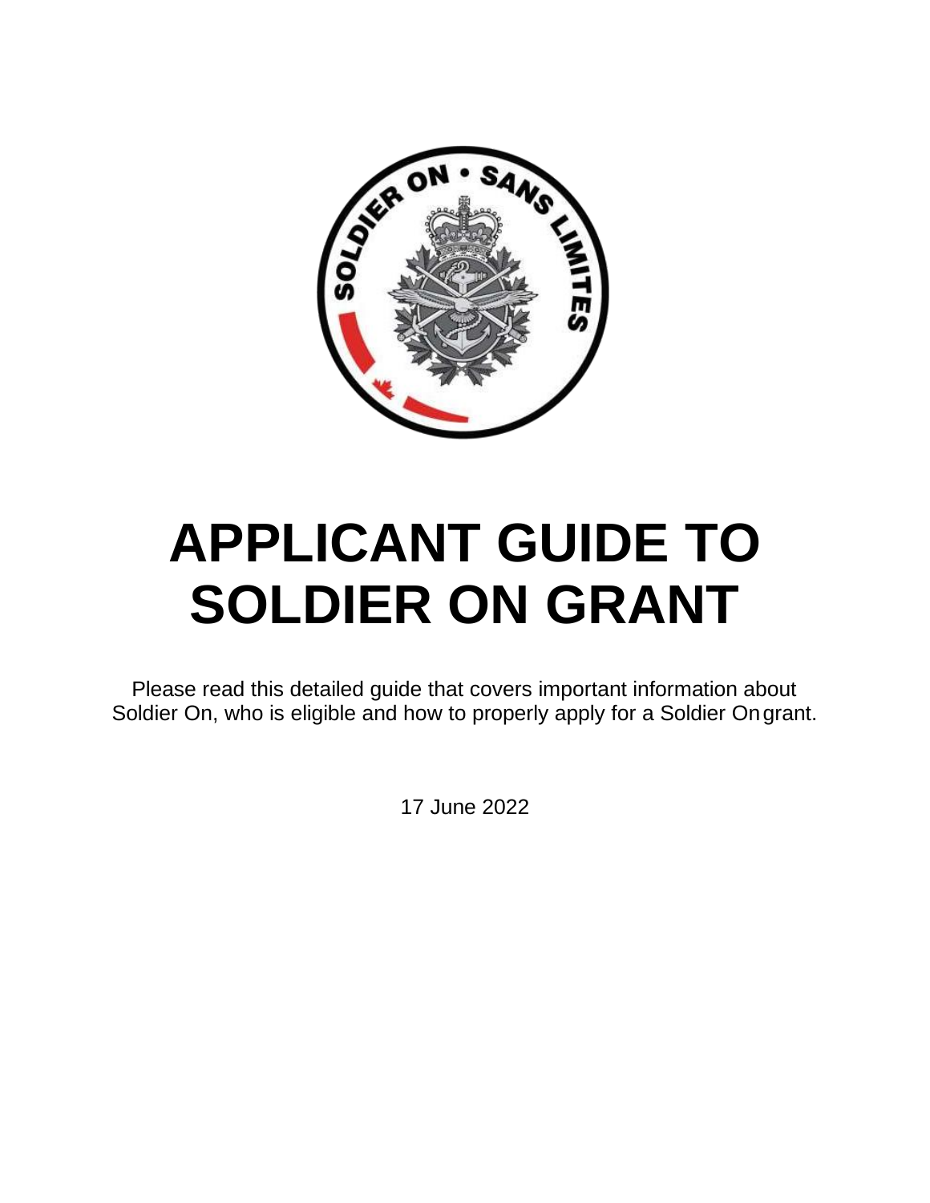# APPLICANT GUIDE TO SOLDIER ON GRANT

Please read this detailed guide that covers important information about Soldier On, who is eligible and how to properly apply for a Soldier On grant.

17 June 2022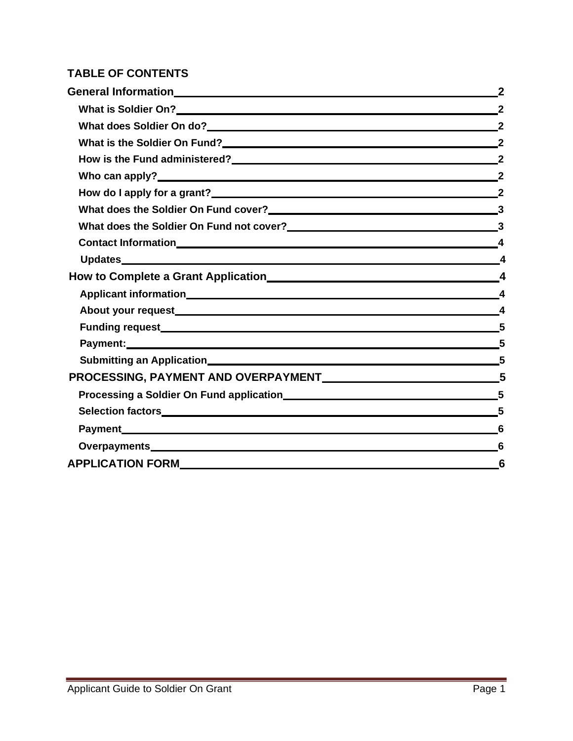**TABLE OF CONTENTS**

| | |
|---|---|
| **General Information** | **2** |
| **What is Soldier On?** | **2** |
| **What does Soldier On do?** | **2** |
| **What is the Soldier On Fund?** | **2** |
| **How is the Fund administered?** | **2** |
| **Who can apply?** | **2** |
| **How do I apply for a grant?** | **2** |
| **What does the Soldier On Fund cover?** | **3** |
| **What does the Soldier On Fund not cover?** | **3** |
| **Contact Information** | **4** |
| **Updates** | **4** |
| **How to Complete a Grant Application** | **4** |
| **Applicant information** | **4** |
| **About your request** | **4** |
| **Funding request** | **5** |
| **Payment:** | **5** |
| **Submitting an Application** | **5** |
| **PROCESSING, PAYMENT AND OVERPAYMENT** | **5** |
| **Processing a Soldier On Fund application** | **5** |
| **Selection factors** | **5** |
| **Payment** | **6** |
| **Overpayments** | **6** |
| **APPLICATION FORM** | **6** |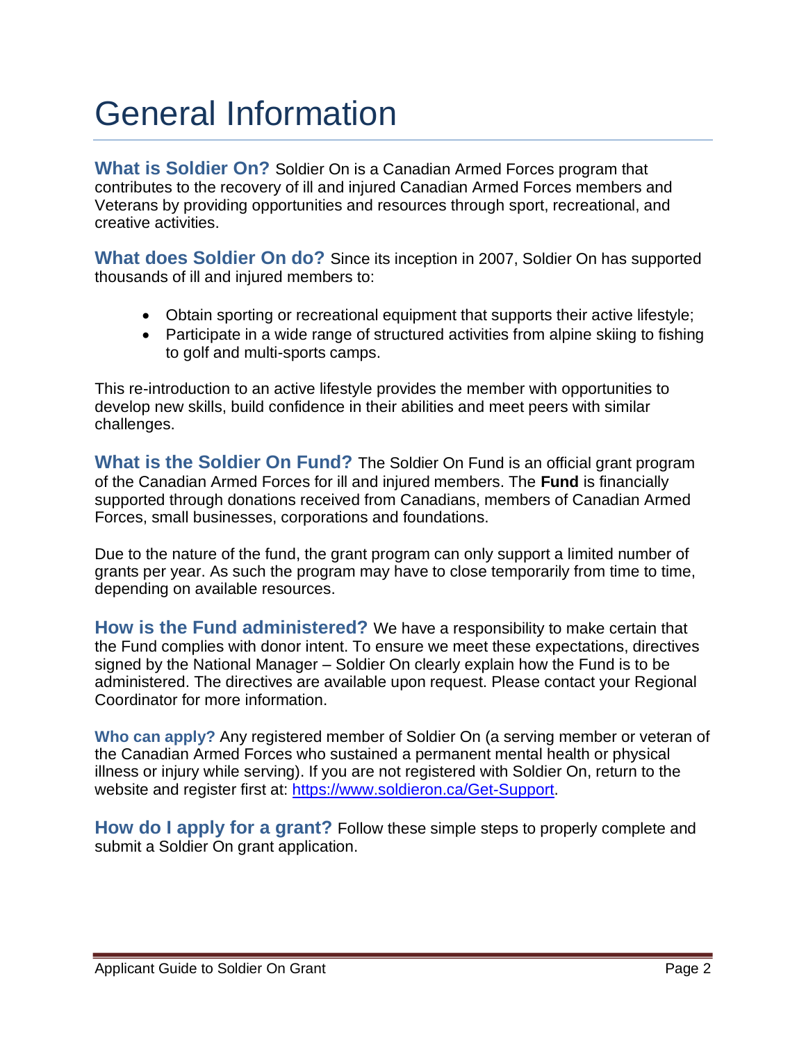# General Information

**What is Soldier On?** Soldier On is a Canadian Armed Forces program that contributes to the recovery of ill and injured Canadian Armed Forces members and Veterans by providing opportunities and resources through sport, recreational, and creative activities.

**What does Soldier On do?** Since its inception in 2007, Soldier On has supported thousands of ill and injured members to:

- Obtain sporting or recreational equipment that supports their active lifestyle;
- Participate in a wide range of structured activities from alpine skiing to fishing to golf and multi-sports camps.

This re-introduction to an active lifestyle provides the member with opportunities to develop new skills, build confidence in their abilities and meet peers with similar challenges.

**What is the Soldier On Fund?** The Soldier On Fund is an official grant program of the Canadian Armed Forces for ill and injured members. The **Fund** is financially supported through donations received from Canadians, members of Canadian Armed Forces, small businesses, corporations and foundations.

Due to the nature of the fund, the grant program can only support a limited number of grants per year. As such the program may have to close temporarily from time to time, depending on available resources.

**How is the Fund administered?** We have a responsibility to make certain that the Fund complies with donor intent. To ensure we meet these expectations, directives signed by the National Manager – Soldier On clearly explain how the Fund is to be administered. The directives are available upon request. Please contact your Regional Coordinator for more information.

**Who can apply?** Any registered member of Soldier On (a serving member or veteran of the Canadian Armed Forces who sustained a permanent mental health or physical illness or injury while serving). If you are not registered with Soldier On, return to the website and register first at: [https://www.soldieron.ca/Get-Support](https://www.soldieron.ca/Get-Support).

**How do I apply for a grant?** Follow these simple steps to properly complete and submit a Soldier On grant application.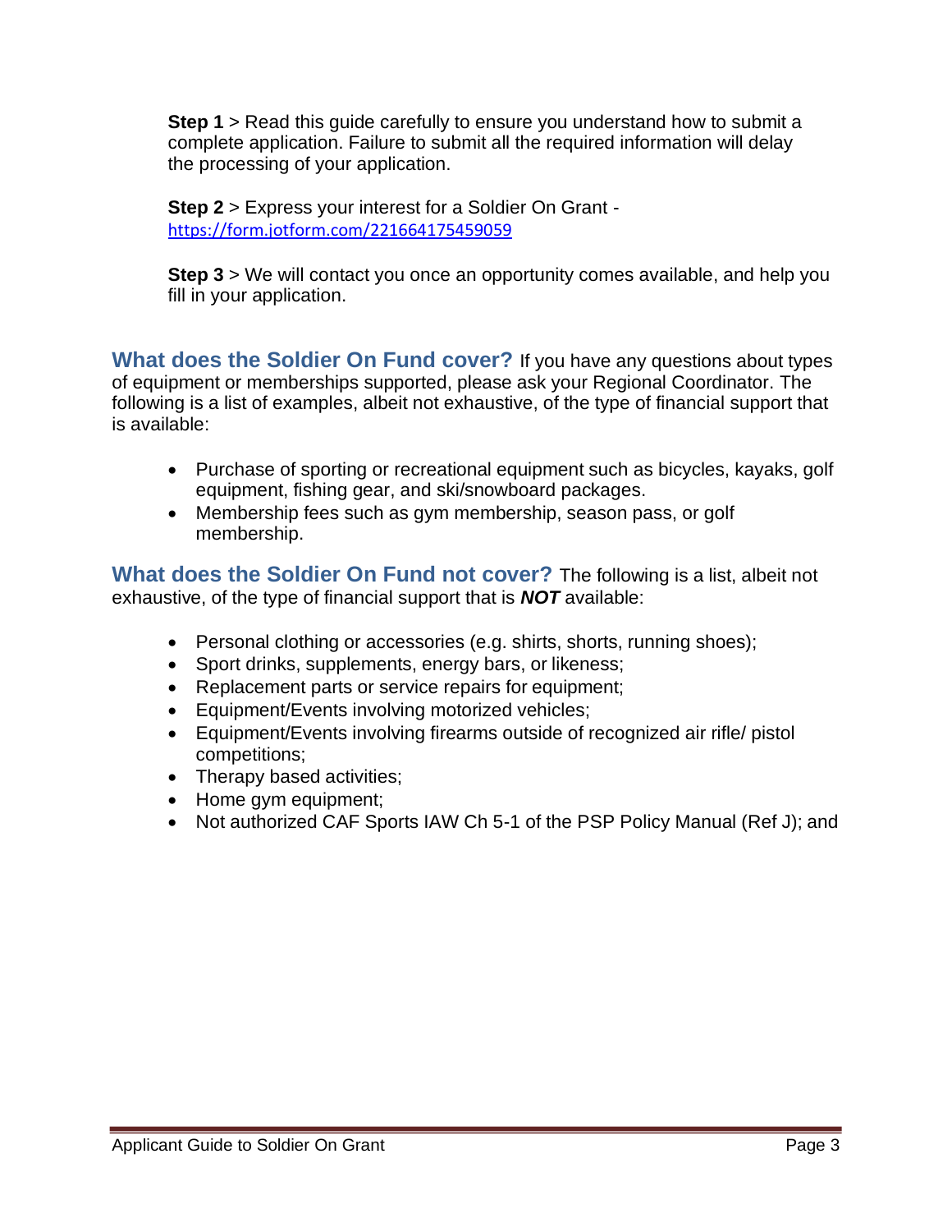**Step 1** > Read this guide carefully to ensure you understand how to submit a complete application. Failure to submit all the required information will delay the processing of your application.

**Step 2** > Express your interest for a Soldier On Grant - https://form.jotform.com/221664175459059

**Step 3** > We will contact you once an opportunity comes available, and help you fill in your application.

## What does the Soldier On Fund cover?

If you have any questions about types of equipment or memberships supported, please ask your Regional Coordinator. The following is a list of examples, albeit not exhaustive, of the type of financial support that is available:

- Purchase of sporting or recreational equipment such as bicycles, kayaks, golf equipment, fishing gear, and ski/snowboard packages.
- Membership fees such as gym membership, season pass, or golf membership.

## What does the Soldier On Fund not cover?

The following is a list, albeit not exhaustive, of the type of financial support that is ***NOT*** available:

- Personal clothing or accessories (e.g. shirts, shorts, running shoes);
- Sport drinks, supplements, energy bars, or likeness;
- Replacement parts or service repairs for equipment;
- Equipment/Events involving motorized vehicles;
- Equipment/Events involving firearms outside of recognized air rifle/ pistol competitions;
- Therapy based activities;
- Home gym equipment;
- Not authorized CAF Sports IAW Ch 5-1 of the PSP Policy Manual (Ref J); and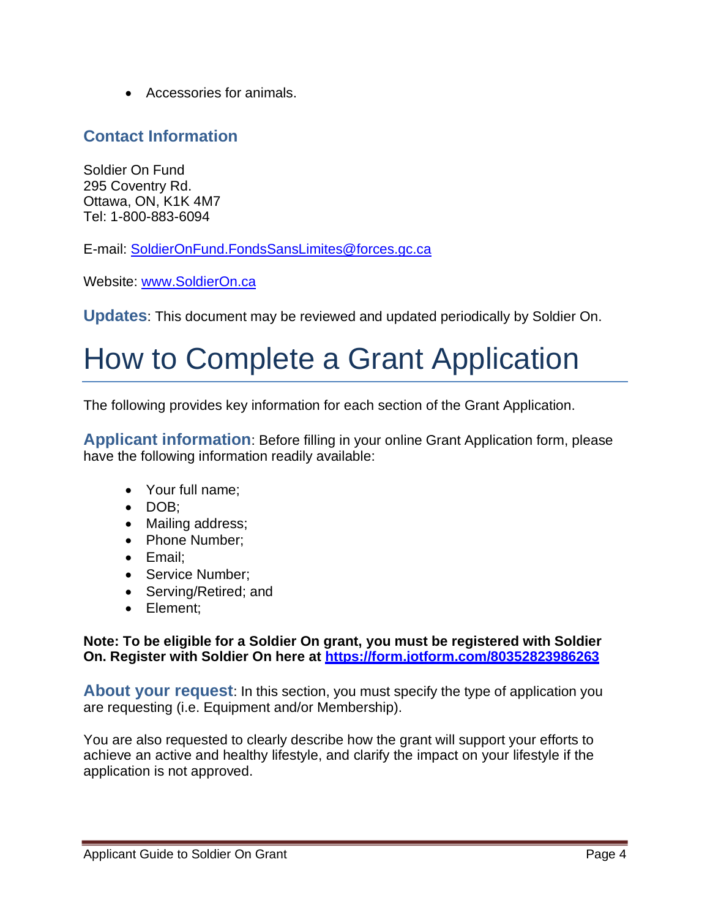- Accessories for animals.

## Contact Information

Soldier On Fund
295 Coventry Rd.
Ottawa, ON, K1K 4M7
Tel: 1-800-883-6094

E-mail: [SoldierOnFund.FondsSansLimites@forces.gc.ca](mailto:SoldierOnFund.FondsSansLimites@forces.gc.ca)

Website: [www.SoldierOn.ca](http://www.SoldierOn.ca)

**Updates**: This document may be reviewed and updated periodically by Soldier On.

# How to Complete a Grant Application

The following provides key information for each section of the Grant Application.

**Applicant information**: Before filling in your online Grant Application form, please have the following information readily available:

- Your full name;
- DOB;
- Mailing address;
- Phone Number;
- Email;
- Service Number;
- Serving/Retired; and
- Element;

**Note: To be eligible for a Soldier On grant, you must be registered with Soldier On. Register with Soldier On here at [https://form.jotform.com/80352823986263](https://form.jotform.com/80352823986263)**

**About your request**: In this section, you must specify the type of application you are requesting (i.e. Equipment and/or Membership).

You are also requested to clearly describe how the grant will support your efforts to achieve an active and healthy lifestyle, and clarify the impact on your lifestyle if the application is not approved.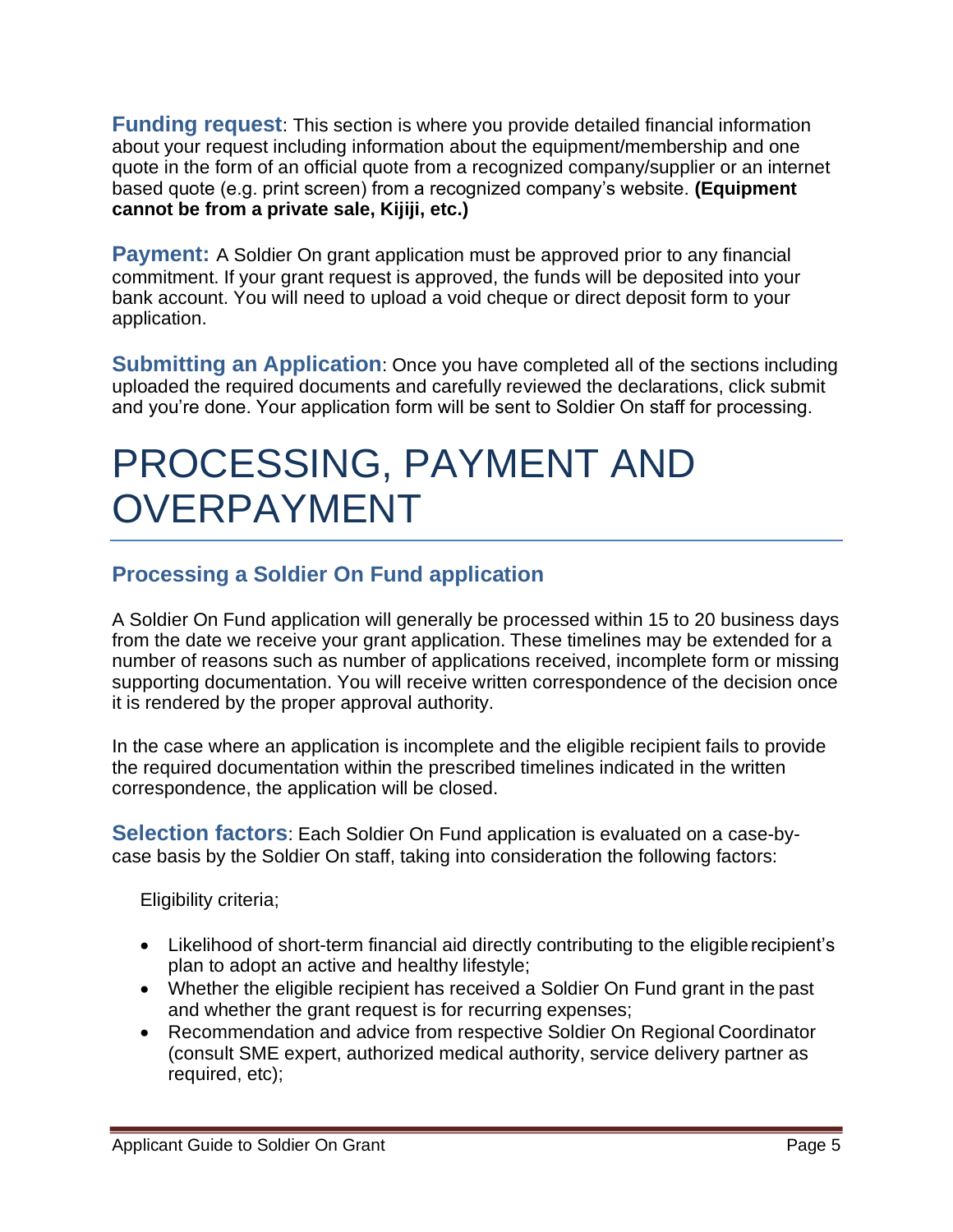**Funding request**: This section is where you provide detailed financial information about your request including information about the equipment/membership and one quote in the form of an official quote from a recognized company/supplier or an internet based quote (e.g. print screen) from a recognized company's website. **(Equipment cannot be from a private sale, Kijiji, etc.)**

**Payment:** A Soldier On grant application must be approved prior to any financial commitment. If your grant request is approved, the funds will be deposited into your bank account. You will need to upload a void cheque or direct deposit form to your application.

**Submitting an Application**: Once you have completed all of the sections including uploaded the required documents and carefully reviewed the declarations, click submit and you're done. Your application form will be sent to Soldier On staff for processing.

# PROCESSING, PAYMENT AND OVERPAYMENT

## Processing a Soldier On Fund application

A Soldier On Fund application will generally be processed within 15 to 20 business days from the date we receive your grant application. These timelines may be extended for a number of reasons such as number of applications received, incomplete form or missing supporting documentation. You will receive written correspondence of the decision once it is rendered by the proper approval authority.

In the case where an application is incomplete and the eligible recipient fails to provide the required documentation within the prescribed timelines indicated in the written correspondence, the application will be closed.

**Selection factors**: Each Soldier On Fund application is evaluated on a case-by-case basis by the Soldier On staff, taking into consideration the following factors:

Eligibility criteria;

- Likelihood of short-term financial aid directly contributing to the eligible recipient's plan to adopt an active and healthy lifestyle;
- Whether the eligible recipient has received a Soldier On Fund grant in the past and whether the grant request is for recurring expenses;
- Recommendation and advice from respective Soldier On Regional Coordinator (consult SME expert, authorized medical authority, service delivery partner as required, etc);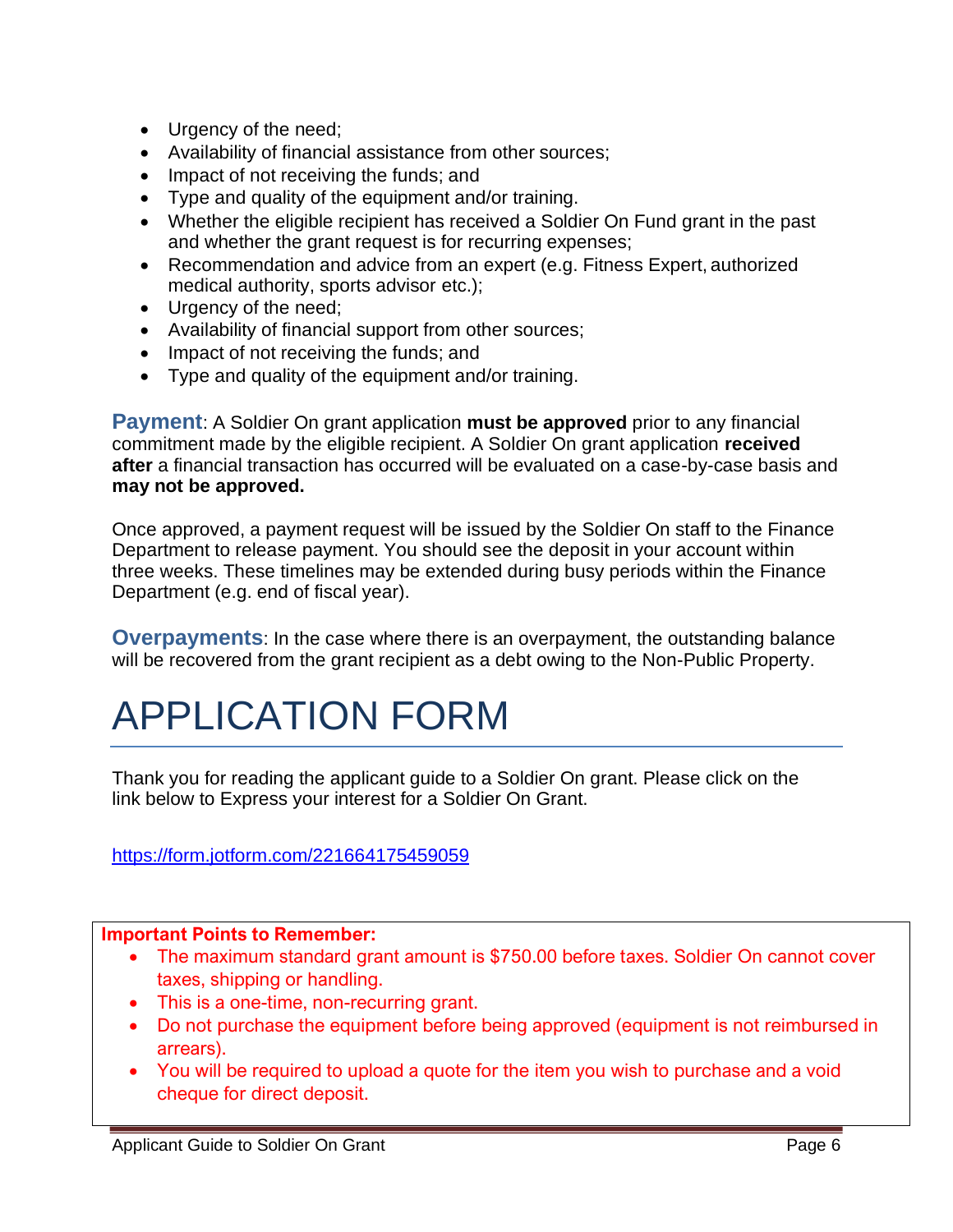- Urgency of the need;
- Availability of financial assistance from other sources;
- Impact of not receiving the funds; and
- Type and quality of the equipment and/or training.
- Whether the eligible recipient has received a Soldier On Fund grant in the past and whether the grant request is for recurring expenses;
- Recommendation and advice from an expert (e.g. Fitness Expert, authorized medical authority, sports advisor etc.);
- Urgency of the need;
- Availability of financial support from other sources;
- Impact of not receiving the funds; and
- Type and quality of the equipment and/or training.

**Payment**: A Soldier On grant application **must be approved** prior to any financial commitment made by the eligible recipient. A Soldier On grant application **received after** a financial transaction has occurred will be evaluated on a case-by-case basis and **may not be approved.**

Once approved, a payment request will be issued by the Soldier On staff to the Finance Department to release payment. You should see the deposit in your account within three weeks. These timelines may be extended during busy periods within the Finance Department (e.g. end of fiscal year).

**Overpayments**: In the case where there is an overpayment, the outstanding balance will be recovered from the grant recipient as a debt owing to the Non-Public Property.

# APPLICATION FORM

Thank you for reading the applicant guide to a Soldier On grant. Please click on the link below to Express your interest for a Soldier On Grant.

https://form.jotform.com/221664175459059

**Important Points to Remember:**

- The maximum standard grant amount is $750.00 before taxes. Soldier On cannot cover taxes, shipping or handling.
- This is a one-time, non-recurring grant.
- Do not purchase the equipment before being approved (equipment is not reimbursed in arrears).
- You will be required to upload a quote for the item you wish to purchase and a void cheque for direct deposit.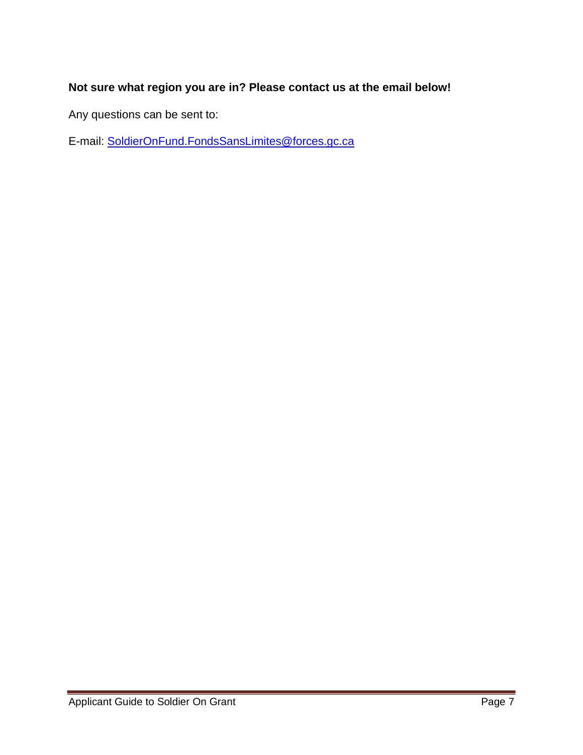**Not sure what region you are in? Please contact us at the email below!**

Any questions can be sent to:

E-mail: [SoldierOnFund.FondsSansLimites@forces.gc.ca](mailto:SoldierOnFund.FondsSansLimites@forces.gc.ca)